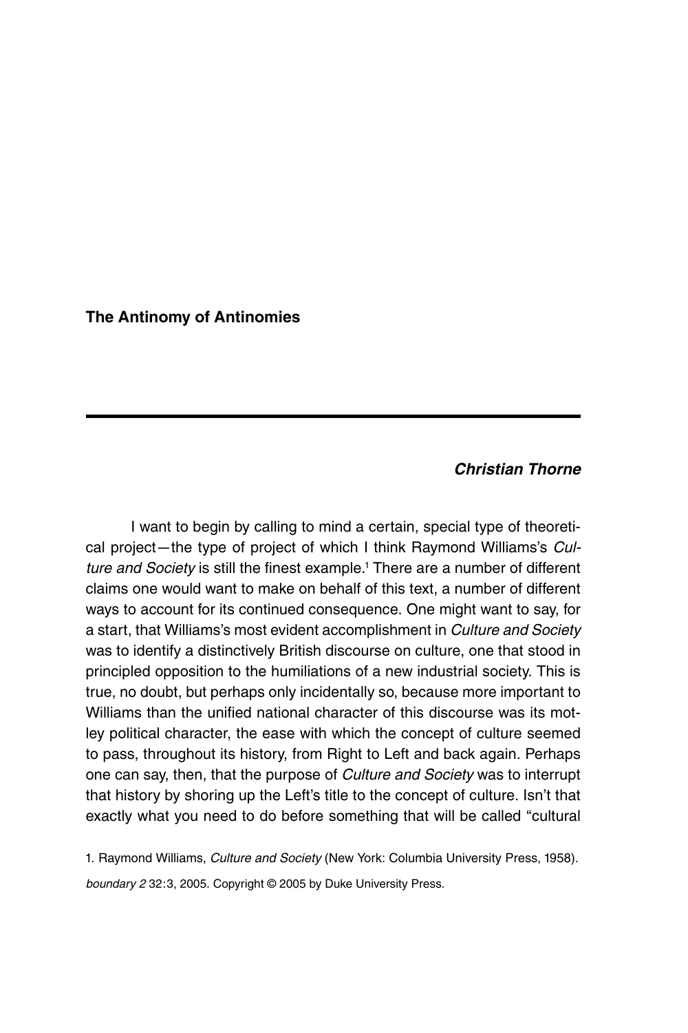# The Antinomy of Antinomies

***Christian Thorne***

I want to begin by calling to mind a certain, special type of theoretical project—the type of project of which I think Raymond Williams's *Culture and Society* is still the finest example.[1] There are a number of different claims one would want to make on behalf of this text, a number of different ways to account for its continued consequence. One might want to say, for a start, that Williams's most evident accomplishment in *Culture and Society* was to identify a distinctively British discourse on culture, one that stood in principled opposition to the humiliations of a new industrial society. This is true, no doubt, but perhaps only incidentally so, because more important to Williams than the unified national character of this discourse was its motley political character, the ease with which the concept of culture seemed to pass, throughout its history, from Right to Left and back again. Perhaps one can say, then, that the purpose of *Culture and Society* was to interrupt that history by shoring up the Left's title to the concept of culture. Isn't that exactly what you need to do before something that will be called "cultural

1. Raymond Williams, *Culture and Society* (New York: Columbia University Press, 1958).

*boundary 2* 32:3, 2005. Copyright © 2005 by Duke University Press.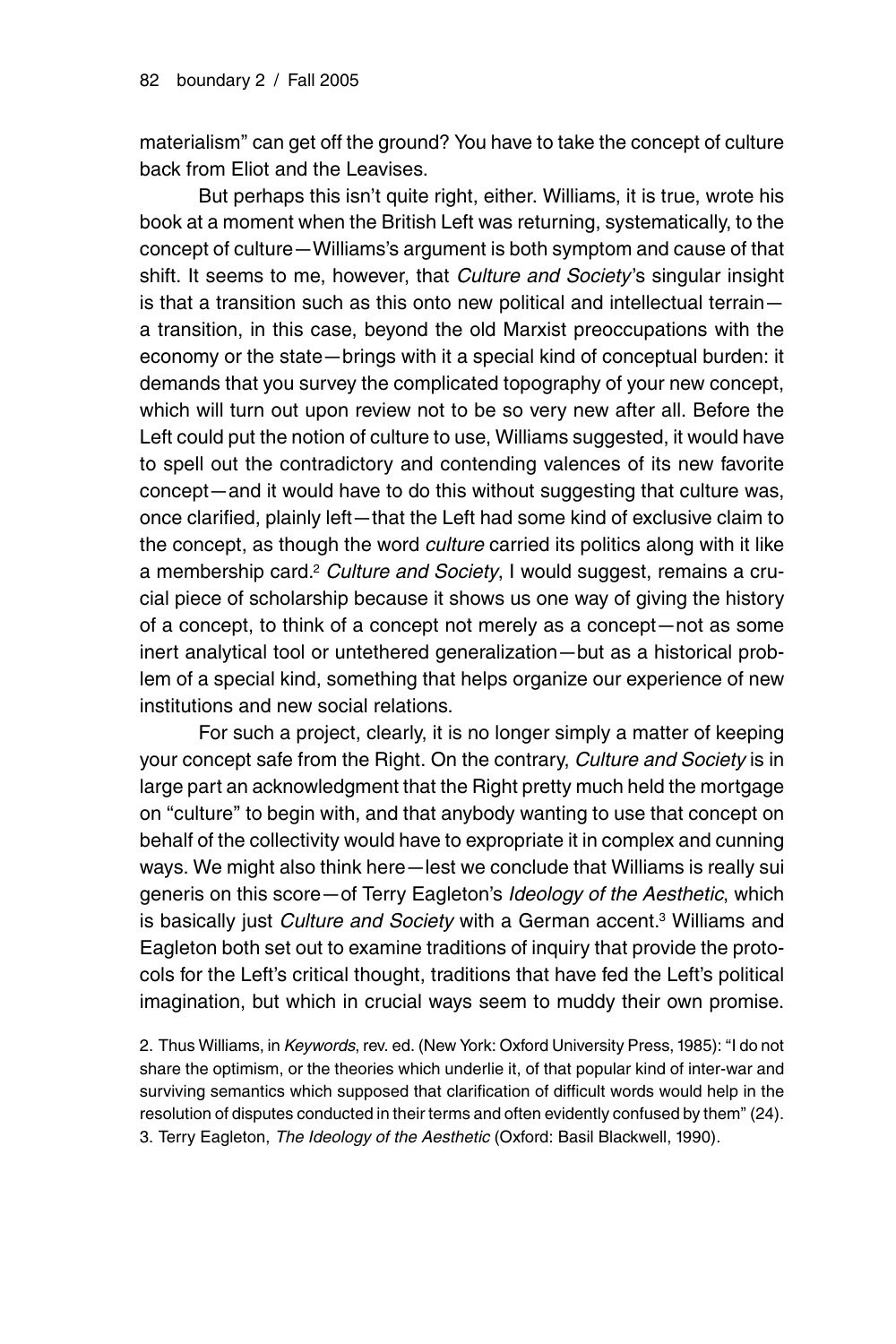materialism" can get off the ground? You have to take the concept of culture back from Eliot and the Leavises.

But perhaps this isn't quite right, either. Williams, it is true, wrote his book at a moment when the British Left was returning, systematically, to the concept of culture—Williams's argument is both symptom and cause of that shift. It seems to me, however, that *Culture and Society*'s singular insight is that a transition such as this onto new political and intellectual terrain—a transition, in this case, beyond the old Marxist preoccupations with the economy or the state—brings with it a special kind of conceptual burden: it demands that you survey the complicated topography of your new concept, which will turn out upon review not to be so very new after all. Before the Left could put the notion of culture to use, Williams suggested, it would have to spell out the contradictory and contending valences of its new favorite concept—and it would have to do this without suggesting that culture was, once clarified, plainly left—that the Left had some kind of exclusive claim to the concept, as though the word *culture* carried its politics along with it like a membership card.[2] *Culture and Society*, I would suggest, remains a crucial piece of scholarship because it shows us one way of giving the history of a concept, to think of a concept not merely as a concept—not as some inert analytical tool or untethered generalization—but as a historical problem of a special kind, something that helps organize our experience of new institutions and new social relations.

For such a project, clearly, it is no longer simply a matter of keeping your concept safe from the Right. On the contrary, *Culture and Society* is in large part an acknowledgment that the Right pretty much held the mortgage on "culture" to begin with, and that anybody wanting to use that concept on behalf of the collectivity would have to expropriate it in complex and cunning ways. We might also think here—lest we conclude that Williams is really sui generis on this score—of Terry Eagleton's *Ideology of the Aesthetic*, which is basically just *Culture and Society* with a German accent.[3] Williams and Eagleton both set out to examine traditions of inquiry that provide the protocols for the Left's critical thought, traditions that have fed the Left's political imagination, but which in crucial ways seem to muddy their own promise.

2. Thus Williams, in *Keywords*, rev. ed. (New York: Oxford University Press, 1985): "I do not share the optimism, or the theories which underlie it, of that popular kind of inter-war and surviving semantics which supposed that clarification of difficult words would help in the resolution of disputes conducted in their terms and often evidently confused by them" (24).

3. Terry Eagleton, *The Ideology of the Aesthetic* (Oxford: Basil Blackwell, 1990).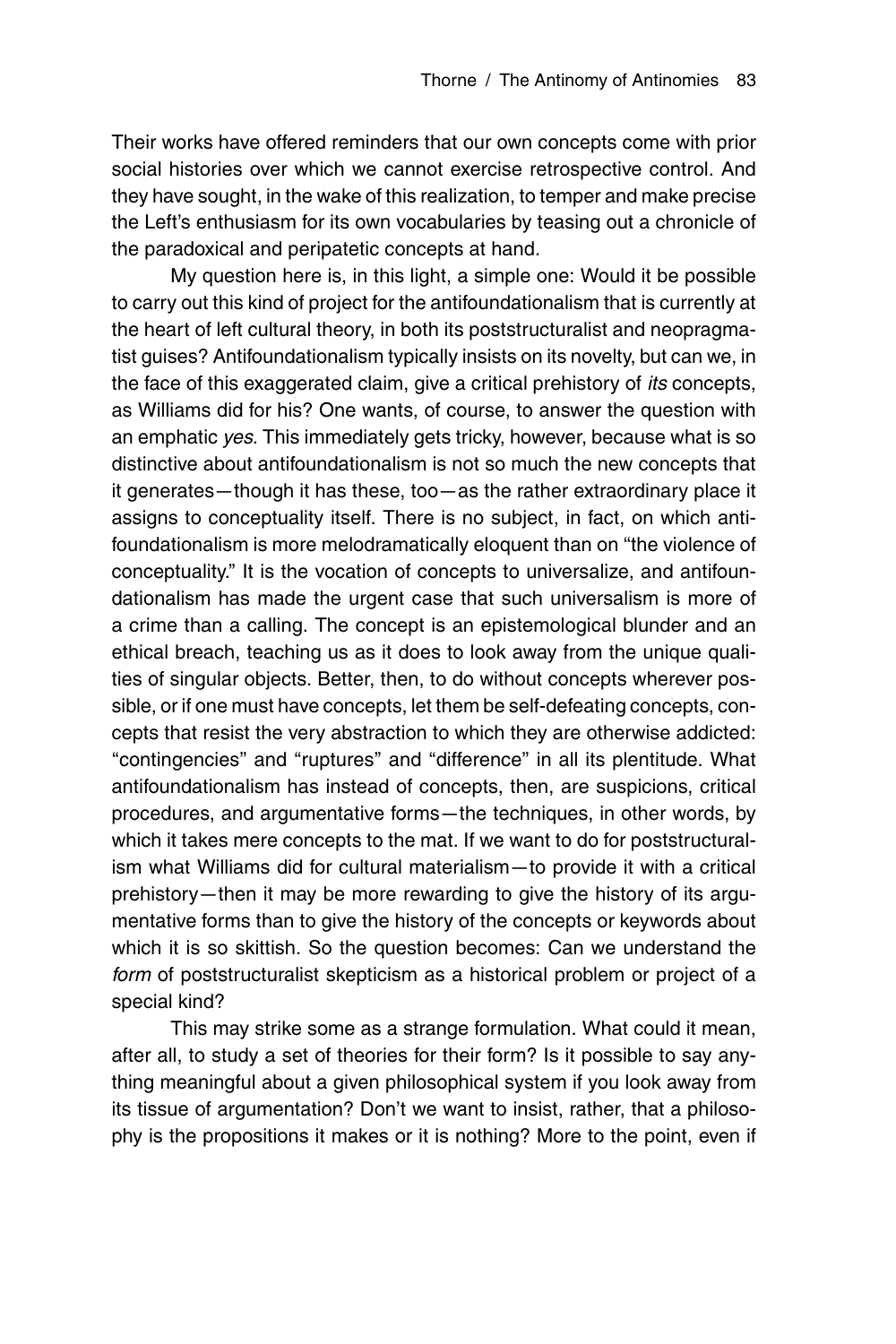Their works have offered reminders that our own concepts come with prior social histories over which we cannot exercise retrospective control. And they have sought, in the wake of this realization, to temper and make precise the Left's enthusiasm for its own vocabularies by teasing out a chronicle of the paradoxical and peripatetic concepts at hand.

My question here is, in this light, a simple one: Would it be possible to carry out this kind of project for the antifoundationalism that is currently at the heart of left cultural theory, in both its poststructuralist and neopragmatist guises? Antifoundationalism typically insists on its novelty, but can we, in the face of this exaggerated claim, give a critical prehistory of *its* concepts, as Williams did for his? One wants, of course, to answer the question with an emphatic *yes*. This immediately gets tricky, however, because what is so distinctive about antifoundationalism is not so much the new concepts that it generates—though it has these, too—as the rather extraordinary place it assigns to conceptuality itself. There is no subject, in fact, on which antifoundationalism is more melodramatically eloquent than on "the violence of conceptuality." It is the vocation of concepts to universalize, and antifoundationalism has made the urgent case that such universalism is more of a crime than a calling. The concept is an epistemological blunder and an ethical breach, teaching us as it does to look away from the unique qualities of singular objects. Better, then, to do without concepts wherever possible, or if one must have concepts, let them be self-defeating concepts, concepts that resist the very abstraction to which they are otherwise addicted: "contingencies" and "ruptures" and "difference" in all its plentitude. What antifoundationalism has instead of concepts, then, are suspicions, critical procedures, and argumentative forms—the techniques, in other words, by which it takes mere concepts to the mat. If we want to do for poststructuralism what Williams did for cultural materialism—to provide it with a critical prehistory—then it may be more rewarding to give the history of its argumentative forms than to give the history of the concepts or keywords about which it is so skittish. So the question becomes: Can we understand the *form* of poststructuralist skepticism as a historical problem or project of a special kind?

This may strike some as a strange formulation. What could it mean, after all, to study a set of theories for their form? Is it possible to say anything meaningful about a given philosophical system if you look away from its tissue of argumentation? Don't we want to insist, rather, that a philosophy is the propositions it makes or it is nothing? More to the point, even if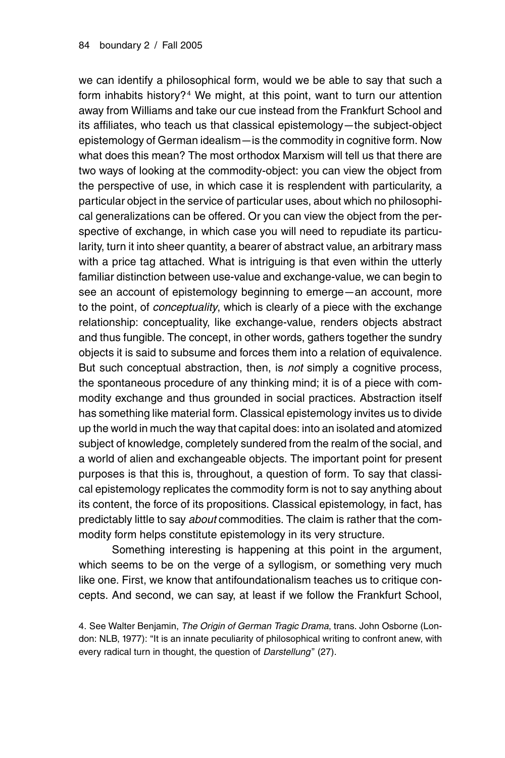we can identify a philosophical form, would we be able to say that such a form inhabits history?[4] We might, at this point, want to turn our attention away from Williams and take our cue instead from the Frankfurt School and its affiliates, who teach us that classical epistemology—the subject-object epistemology of German idealism—is the commodity in cognitive form. Now what does this mean? The most orthodox Marxism will tell us that there are two ways of looking at the commodity-object: you can view the object from the perspective of use, in which case it is resplendent with particularity, a particular object in the service of particular uses, about which no philosophical generalizations can be offered. Or you can view the object from the perspective of exchange, in which case you will need to repudiate its particularity, turn it into sheer quantity, a bearer of abstract value, an arbitrary mass with a price tag attached. What is intriguing is that even within the utterly familiar distinction between use-value and exchange-value, we can begin to see an account of epistemology beginning to emerge—an account, more to the point, of *conceptuality*, which is clearly of a piece with the exchange relationship: conceptuality, like exchange-value, renders objects abstract and thus fungible. The concept, in other words, gathers together the sundry objects it is said to subsume and forces them into a relation of equivalence. But such conceptual abstraction, then, is *not* simply a cognitive process, the spontaneous procedure of any thinking mind; it is of a piece with commodity exchange and thus grounded in social practices. Abstraction itself has something like material form. Classical epistemology invites us to divide up the world in much the way that capital does: into an isolated and atomized subject of knowledge, completely sundered from the realm of the social, and a world of alien and exchangeable objects. The important point for present purposes is that this is, throughout, a question of form. To say that classical epistemology replicates the commodity form is not to say anything about its content, the force of its propositions. Classical epistemology, in fact, has predictably little to say *about* commodities. The claim is rather that the commodity form helps constitute epistemology in its very structure.

Something interesting is happening at this point in the argument, which seems to be on the verge of a syllogism, or something very much like one. First, we know that antifoundationalism teaches us to critique concepts. And second, we can say, at least if we follow the Frankfurt School,

4. See Walter Benjamin, *The Origin of German Tragic Drama*, trans. John Osborne (London: NLB, 1977): "It is an innate peculiarity of philosophical writing to confront anew, with every radical turn in thought, the question of *Darstellung*" (27).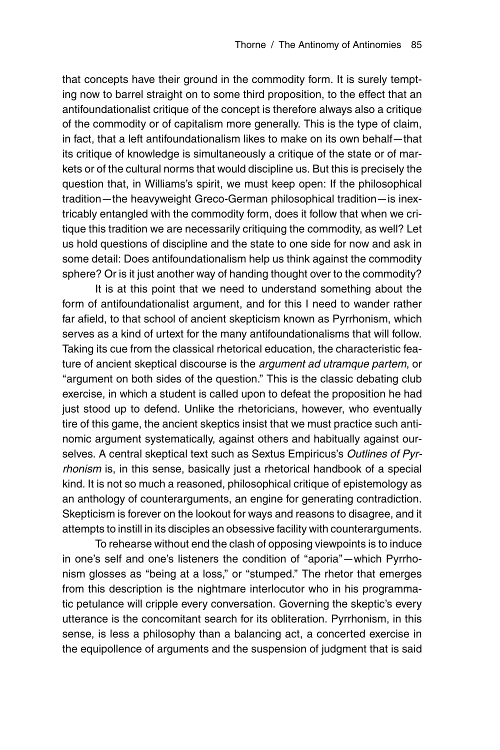that concepts have their ground in the commodity form. It is surely tempting now to barrel straight on to some third proposition, to the effect that an antifoundationalist critique of the concept is therefore always also a critique of the commodity or of capitalism more generally. This is the type of claim, in fact, that a left antifoundationalism likes to make on its own behalf—that its critique of knowledge is simultaneously a critique of the state or of markets or of the cultural norms that would discipline us. But this is precisely the question that, in Williams's spirit, we must keep open: If the philosophical tradition—the heavyweight Greco-German philosophical tradition—is inextricably entangled with the commodity form, does it follow that when we critique this tradition we are necessarily critiquing the commodity, as well? Let us hold questions of discipline and the state to one side for now and ask in some detail: Does antifoundationalism help us think against the commodity sphere? Or is it just another way of handing thought over to the commodity?

It is at this point that we need to understand something about the form of antifoundationalist argument, and for this I need to wander rather far afield, to that school of ancient skepticism known as Pyrrhonism, which serves as a kind of urtext for the many antifoundationalisms that will follow. Taking its cue from the classical rhetorical education, the characteristic feature of ancient skeptical discourse is the *argument ad utramque partem*, or "argument on both sides of the question." This is the classic debating club exercise, in which a student is called upon to defeat the proposition he had just stood up to defend. Unlike the rhetoricians, however, who eventually tire of this game, the ancient skeptics insist that we must practice such antinomic argument systematically, against others and habitually against ourselves. A central skeptical text such as Sextus Empiricus's *Outlines of Pyrrhonism* is, in this sense, basically just a rhetorical handbook of a special kind. It is not so much a reasoned, philosophical critique of epistemology as an anthology of counterarguments, an engine for generating contradiction. Skepticism is forever on the lookout for ways and reasons to disagree, and it attempts to instill in its disciples an obsessive facility with counterarguments.

To rehearse without end the clash of opposing viewpoints is to induce in one's self and one's listeners the condition of "aporia"—which Pyrrhonism glosses as "being at a loss," or "stumped." The rhetor that emerges from this description is the nightmare interlocutor who in his programmatic petulance will cripple every conversation. Governing the skeptic's every utterance is the concomitant search for its obliteration. Pyrrhonism, in this sense, is less a philosophy than a balancing act, a concerted exercise in the equipollence of arguments and the suspension of judgment that is said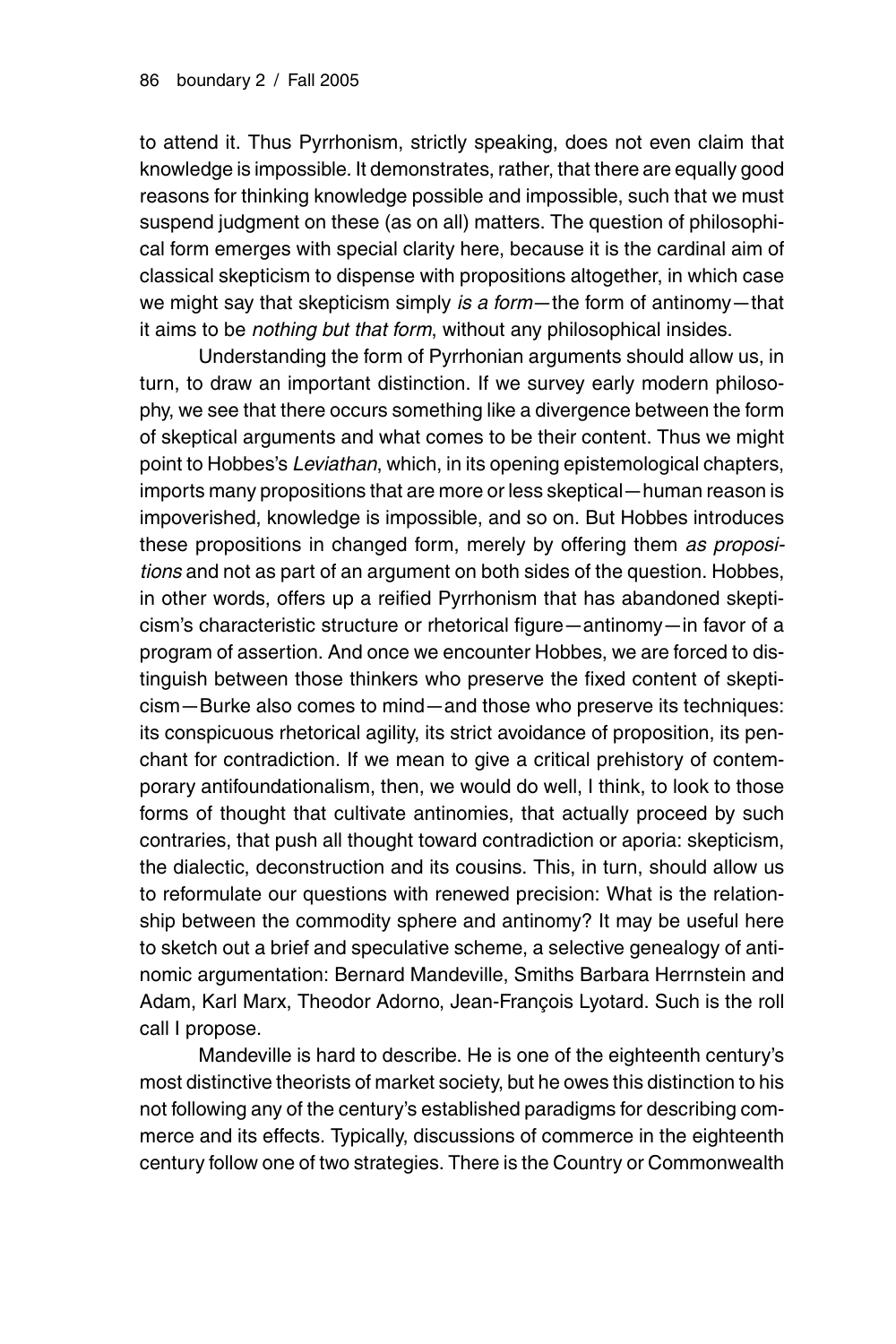to attend it. Thus Pyrrhonism, strictly speaking, does not even claim that knowledge is impossible. It demonstrates, rather, that there are equally good reasons for thinking knowledge possible and impossible, such that we must suspend judgment on these (as on all) matters. The question of philosophical form emerges with special clarity here, because it is the cardinal aim of classical skepticism to dispense with propositions altogether, in which case we might say that skepticism simply *is a form*—the form of antinomy—that it aims to be *nothing but that form*, without any philosophical insides.

Understanding the form of Pyrrhonian arguments should allow us, in turn, to draw an important distinction. If we survey early modern philosophy, we see that there occurs something like a divergence between the form of skeptical arguments and what comes to be their content. Thus we might point to Hobbes's *Leviathan*, which, in its opening epistemological chapters, imports many propositions that are more or less skeptical—human reason is impoverished, knowledge is impossible, and so on. But Hobbes introduces these propositions in changed form, merely by offering them *as propositions* and not as part of an argument on both sides of the question. Hobbes, in other words, offers up a reified Pyrrhonism that has abandoned skepticism's characteristic structure or rhetorical figure—antinomy—in favor of a program of assertion. And once we encounter Hobbes, we are forced to distinguish between those thinkers who preserve the fixed content of skepticism—Burke also comes to mind—and those who preserve its techniques: its conspicuous rhetorical agility, its strict avoidance of proposition, its penchant for contradiction. If we mean to give a critical prehistory of contemporary antifoundationalism, then, we would do well, I think, to look to those forms of thought that cultivate antinomies, that actually proceed by such contraries, that push all thought toward contradiction or aporia: skepticism, the dialectic, deconstruction and its cousins. This, in turn, should allow us to reformulate our questions with renewed precision: What is the relationship between the commodity sphere and antinomy? It may be useful here to sketch out a brief and speculative scheme, a selective genealogy of antinomic argumentation: Bernard Mandeville, Smiths Barbara Herrnstein and Adam, Karl Marx, Theodor Adorno, Jean-François Lyotard. Such is the roll call I propose.

Mandeville is hard to describe. He is one of the eighteenth century's most distinctive theorists of market society, but he owes this distinction to his not following any of the century's established paradigms for describing commerce and its effects. Typically, discussions of commerce in the eighteenth century follow one of two strategies. There is the Country or Commonwealth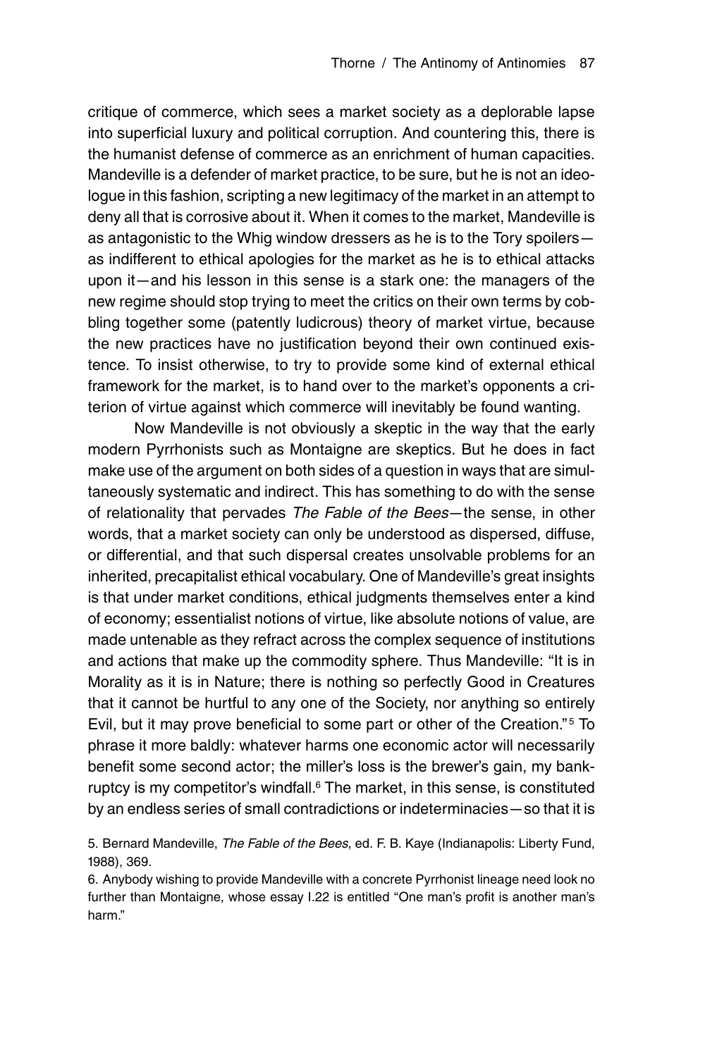critique of commerce, which sees a market society as a deplorable lapse into superficial luxury and political corruption. And countering this, there is the humanist defense of commerce as an enrichment of human capacities. Mandeville is a defender of market practice, to be sure, but he is not an ideologue in this fashion, scripting a new legitimacy of the market in an attempt to deny all that is corrosive about it. When it comes to the market, Mandeville is as antagonistic to the Whig window dressers as he is to the Tory spoilers—as indifferent to ethical apologies for the market as he is to ethical attacks upon it—and his lesson in this sense is a stark one: the managers of the new regime should stop trying to meet the critics on their own terms by cobbling together some (patently ludicrous) theory of market virtue, because the new practices have no justification beyond their own continued existence. To insist otherwise, to try to provide some kind of external ethical framework for the market, is to hand over to the market's opponents a criterion of virtue against which commerce will inevitably be found wanting.

Now Mandeville is not obviously a skeptic in the way that the early modern Pyrrhonists such as Montaigne are skeptics. But he does in fact make use of the argument on both sides of a question in ways that are simultaneously systematic and indirect. This has something to do with the sense of relationality that pervades *The Fable of the Bees*—the sense, in other words, that a market society can only be understood as dispersed, diffuse, or differential, and that such dispersal creates unsolvable problems for an inherited, precapitalist ethical vocabulary. One of Mandeville's great insights is that under market conditions, ethical judgments themselves enter a kind of economy; essentialist notions of virtue, like absolute notions of value, are made untenable as they refract across the complex sequence of institutions and actions that make up the commodity sphere. Thus Mandeville: "It is in Morality as it is in Nature; there is nothing so perfectly Good in Creatures that it cannot be hurtful to any one of the Society, nor anything so entirely Evil, but it may prove beneficial to some part or other of the Creation."[5] To phrase it more baldly: whatever harms one economic actor will necessarily benefit some second actor; the miller's loss is the brewer's gain, my bankruptcy is my competitor's windfall.[6] The market, in this sense, is constituted by an endless series of small contradictions or indeterminacies—so that it is

5. Bernard Mandeville, *The Fable of the Bees*, ed. F. B. Kaye (Indianapolis: Liberty Fund, 1988), 369.

6. Anybody wishing to provide Mandeville with a concrete Pyrrhonist lineage need look no further than Montaigne, whose essay I.22 is entitled "One man's profit is another man's harm."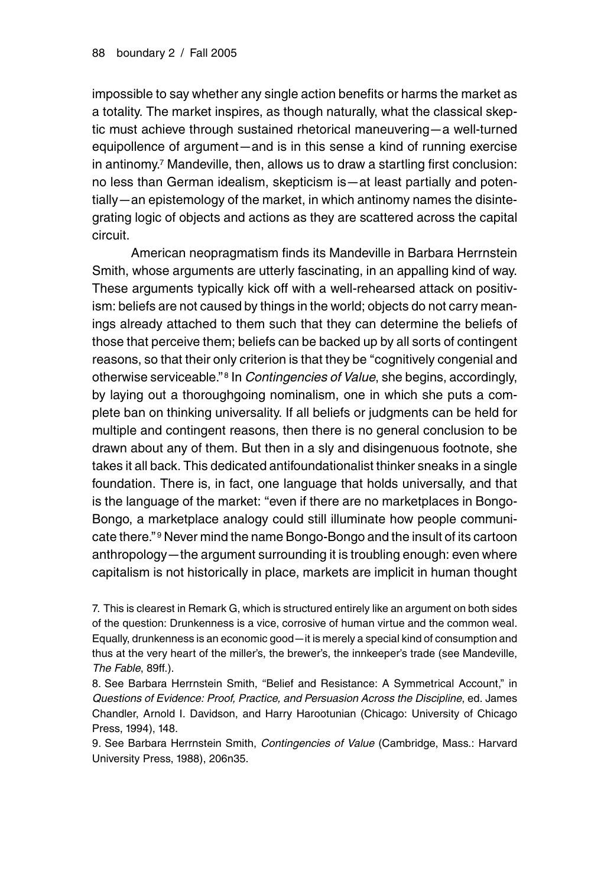impossible to say whether any single action benefits or harms the market as a totality. The market inspires, as though naturally, what the classical skeptic must achieve through sustained rhetorical maneuvering—a well-turned equipollence of argument—and is in this sense a kind of running exercise in antinomy.[7] Mandeville, then, allows us to draw a startling first conclusion: no less than German idealism, skepticism is—at least partially and potentially—an epistemology of the market, in which antinomy names the disintegrating logic of objects and actions as they are scattered across the capital circuit.

American neopragmatism finds its Mandeville in Barbara Herrnstein Smith, whose arguments are utterly fascinating, in an appalling kind of way. These arguments typically kick off with a well-rehearsed attack on positivism: beliefs are not caused by things in the world; objects do not carry meanings already attached to them such that they can determine the beliefs of those that perceive them; beliefs can be backed up by all sorts of contingent reasons, so that their only criterion is that they be "cognitively congenial and otherwise serviceable."[8] In *Contingencies of Value*, she begins, accordingly, by laying out a thoroughgoing nominalism, one in which she puts a complete ban on thinking universality. If all beliefs or judgments can be held for multiple and contingent reasons, then there is no general conclusion to be drawn about any of them. But then in a sly and disingenuous footnote, she takes it all back. This dedicated antifoundationalist thinker sneaks in a single foundation. There is, in fact, one language that holds universally, and that is the language of the market: "even if there are no marketplaces in Bongo-Bongo, a marketplace analogy could still illuminate how people communicate there."[9] Never mind the name Bongo-Bongo and the insult of its cartoon anthropology—the argument surrounding it is troubling enough: even where capitalism is not historically in place, markets are implicit in human thought

7. This is clearest in Remark G, which is structured entirely like an argument on both sides of the question: Drunkenness is a vice, corrosive of human virtue and the common weal. Equally, drunkenness is an economic good—it is merely a special kind of consumption and thus at the very heart of the miller's, the brewer's, the innkeeper's trade (see Mandeville, *The Fable*, 89ff.).

8. See Barbara Herrnstein Smith, "Belief and Resistance: A Symmetrical Account," in *Questions of Evidence: Proof, Practice, and Persuasion Across the Discipline*, ed. James Chandler, Arnold I. Davidson, and Harry Harootunian (Chicago: University of Chicago Press, 1994), 148.

9. See Barbara Herrnstein Smith, *Contingencies of Value* (Cambridge, Mass.: Harvard University Press, 1988), 206n35.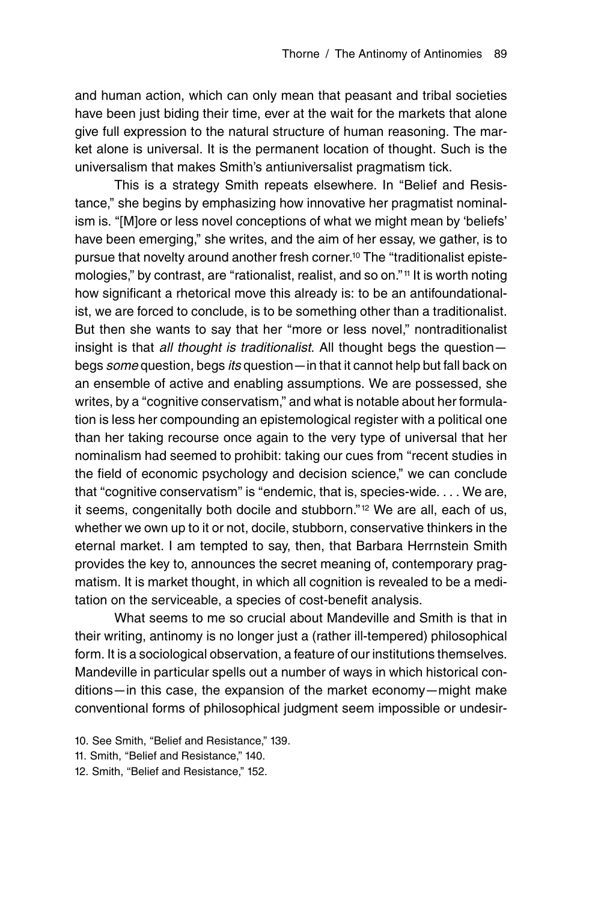and human action, which can only mean that peasant and tribal societies have been just biding their time, ever at the wait for the markets that alone give full expression to the natural structure of human reasoning. The market alone is universal. It is the permanent location of thought. Such is the universalism that makes Smith's antiuniversalist pragmatism tick.

This is a strategy Smith repeats elsewhere. In "Belief and Resistance," she begins by emphasizing how innovative her pragmatist nominalism is. "[M]ore or less novel conceptions of what we might mean by 'beliefs' have been emerging," she writes, and the aim of her essay, we gather, is to pursue that novelty around another fresh corner.[10] The "traditionalist epistemologies," by contrast, are "rationalist, realist, and so on."[11] It is worth noting how significant a rhetorical move this already is: to be an antifoundationalist, we are forced to conclude, is to be something other than a traditionalist. But then she wants to say that her "more or less novel," nontraditionalist insight is that *all thought is traditionalist*. All thought begs the question—begs *some* question, begs *its* question—in that it cannot help but fall back on an ensemble of active and enabling assumptions. We are possessed, she writes, by a "cognitive conservatism," and what is notable about her formulation is less her compounding an epistemological register with a political one than her taking recourse once again to the very type of universal that her nominalism had seemed to prohibit: taking our cues from "recent studies in the field of economic psychology and decision science," we can conclude that "cognitive conservatism" is "endemic, that is, species-wide. . . . We are, it seems, congenitally both docile and stubborn."[12] We are all, each of us, whether we own up to it or not, docile, stubborn, conservative thinkers in the eternal market. I am tempted to say, then, that Barbara Herrnstein Smith provides the key to, announces the secret meaning of, contemporary pragmatism. It is market thought, in which all cognition is revealed to be a meditation on the serviceable, a species of cost-benefit analysis.

What seems to me so crucial about Mandeville and Smith is that in their writing, antinomy is no longer just a (rather ill-tempered) philosophical form. It is a sociological observation, a feature of our institutions themselves. Mandeville in particular spells out a number of ways in which historical conditions—in this case, the expansion of the market economy—might make conventional forms of philosophical judgment seem impossible or undesir-

10. See Smith, "Belief and Resistance," 139.
11. Smith, "Belief and Resistance," 140.
12. Smith, "Belief and Resistance," 152.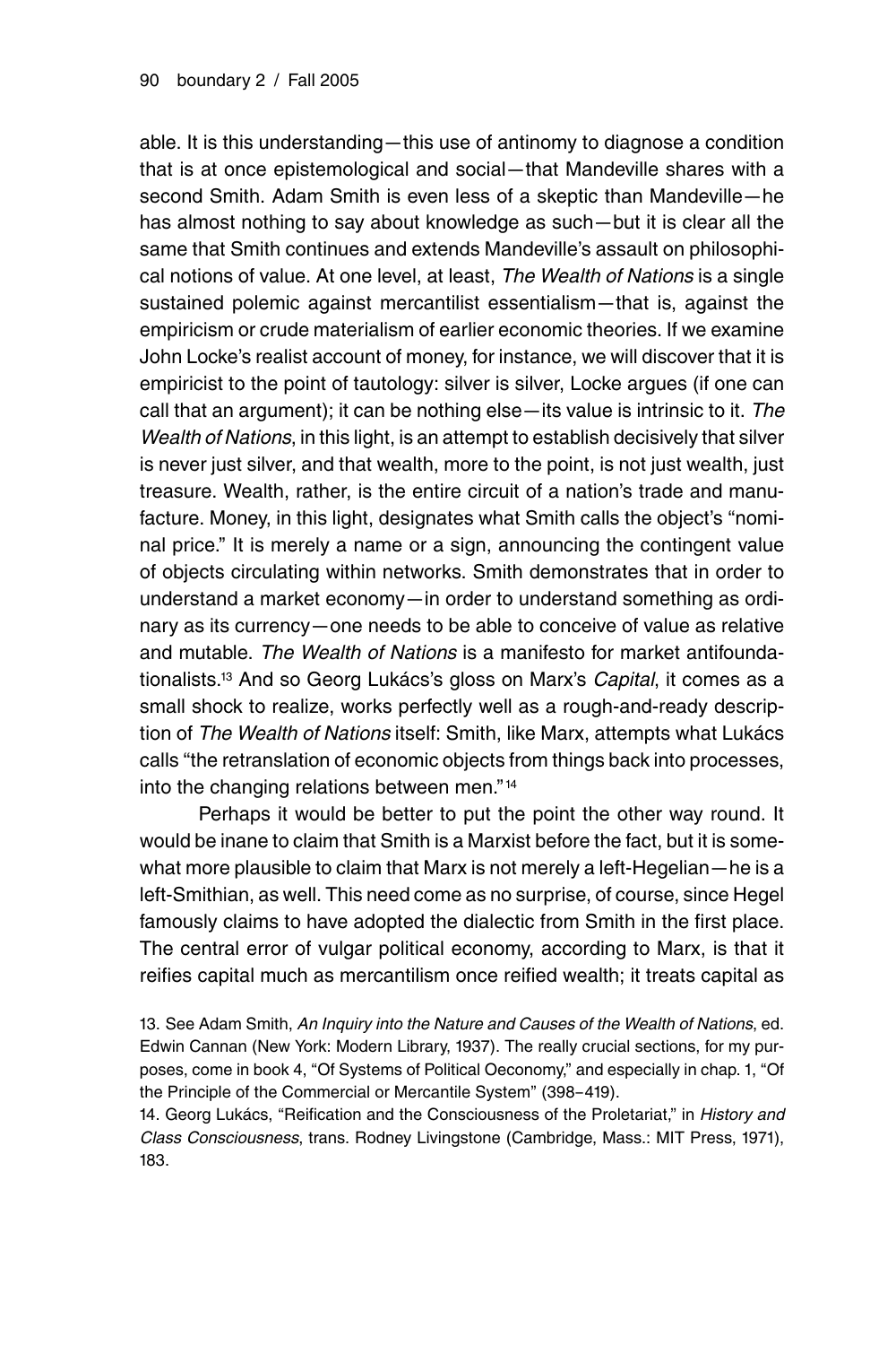able. It is this understanding—this use of antinomy to diagnose a condition that is at once epistemological and social—that Mandeville shares with a second Smith. Adam Smith is even less of a skeptic than Mandeville—he has almost nothing to say about knowledge as such—but it is clear all the same that Smith continues and extends Mandeville's assault on philosophical notions of value. At one level, at least, *The Wealth of Nations* is a single sustained polemic against mercantilist essentialism—that is, against the empiricism or crude materialism of earlier economic theories. If we examine John Locke's realist account of money, for instance, we will discover that it is empiricist to the point of tautology: silver is silver, Locke argues (if one can call that an argument); it can be nothing else—its value is intrinsic to it. *The Wealth of Nations*, in this light, is an attempt to establish decisively that silver is never just silver, and that wealth, more to the point, is not just wealth, just treasure. Wealth, rather, is the entire circuit of a nation's trade and manufacture. Money, in this light, designates what Smith calls the object's "nominal price." It is merely a name or a sign, announcing the contingent value of objects circulating within networks. Smith demonstrates that in order to understand a market economy—in order to understand something as ordinary as its currency—one needs to be able to conceive of value as relative and mutable. *The Wealth of Nations* is a manifesto for market antifoundationalists.[13] And so Georg Lukács's gloss on Marx's *Capital*, it comes as a small shock to realize, works perfectly well as a rough-and-ready description of *The Wealth of Nations* itself: Smith, like Marx, attempts what Lukács calls "the retranslation of economic objects from things back into processes, into the changing relations between men."[14]

Perhaps it would be better to put the point the other way round. It would be inane to claim that Smith is a Marxist before the fact, but it is somewhat more plausible to claim that Marx is not merely a left-Hegelian—he is a left-Smithian, as well. This need come as no surprise, of course, since Hegel famously claims to have adopted the dialectic from Smith in the first place. The central error of vulgar political economy, according to Marx, is that it reifies capital much as mercantilism once reified wealth; it treats capital as

13. See Adam Smith, *An Inquiry into the Nature and Causes of the Wealth of Nations*, ed. Edwin Cannan (New York: Modern Library, 1937). The really crucial sections, for my purposes, come in book 4, "Of Systems of Political Oeconomy," and especially in chap. 1, "Of the Principle of the Commercial or Mercantile System" (398–419).

14. Georg Lukács, "Reification and the Consciousness of the Proletariat," in *History and Class Consciousness*, trans. Rodney Livingstone (Cambridge, Mass.: MIT Press, 1971), 183.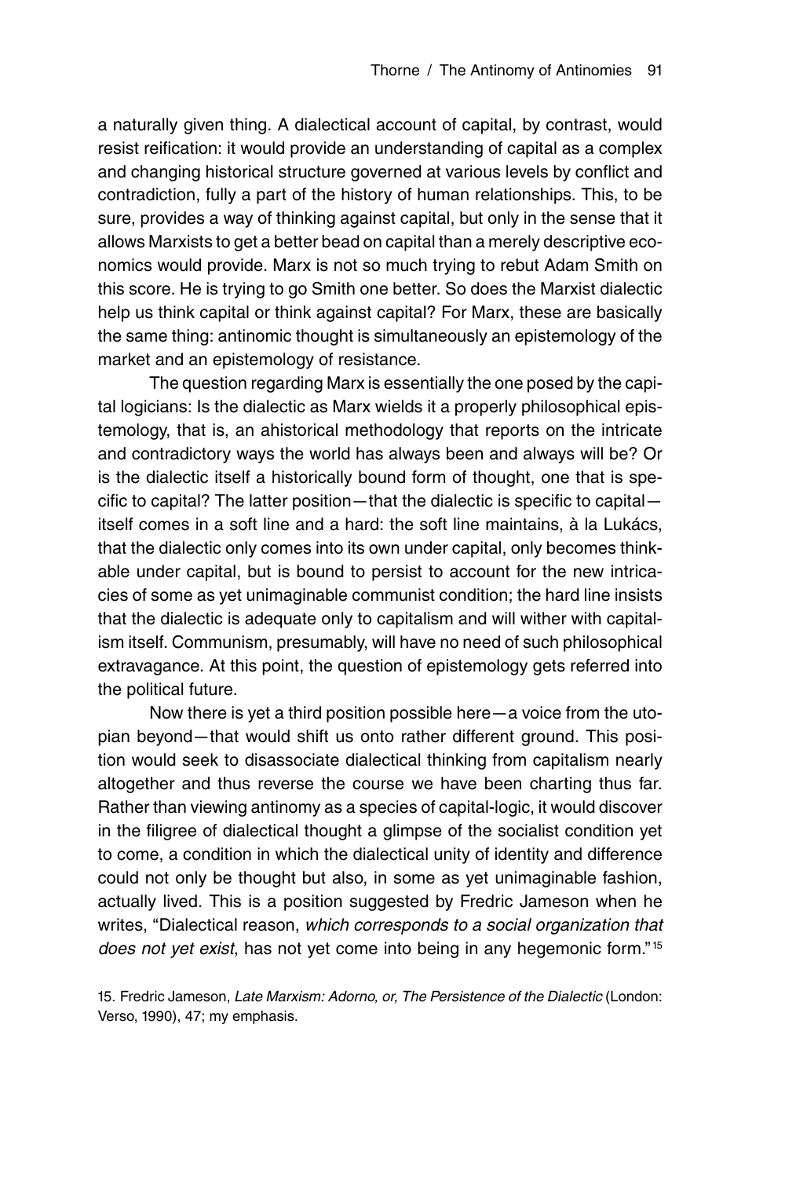a naturally given thing. A dialectical account of capital, by contrast, would resist reification: it would provide an understanding of capital as a complex and changing historical structure governed at various levels by conflict and contradiction, fully a part of the history of human relationships. This, to be sure, provides a way of thinking against capital, but only in the sense that it allows Marxists to get a better bead on capital than a merely descriptive economics would provide. Marx is not so much trying to rebut Adam Smith on this score. He is trying to go Smith one better. So does the Marxist dialectic help us think capital or think against capital? For Marx, these are basically the same thing: antinomic thought is simultaneously an epistemology of the market and an epistemology of resistance.

The question regarding Marx is essentially the one posed by the capital logicians: Is the dialectic as Marx wields it a properly philosophical epistemology, that is, an ahistorical methodology that reports on the intricate and contradictory ways the world has always been and always will be? Or is the dialectic itself a historically bound form of thought, one that is specific to capital? The latter position—that the dialectic is specific to capital—itself comes in a soft line and a hard: the soft line maintains, à la Lukács, that the dialectic only comes into its own under capital, only becomes thinkable under capital, but is bound to persist to account for the new intricacies of some as yet unimaginable communist condition; the hard line insists that the dialectic is adequate only to capitalism and will wither with capitalism itself. Communism, presumably, will have no need of such philosophical extravagance. At this point, the question of epistemology gets referred into the political future.

Now there is yet a third position possible here—a voice from the utopian beyond—that would shift us onto rather different ground. This position would seek to disassociate dialectical thinking from capitalism nearly altogether and thus reverse the course we have been charting thus far. Rather than viewing antinomy as a species of capital-logic, it would discover in the filigree of dialectical thought a glimpse of the socialist condition yet to come, a condition in which the dialectical unity of identity and difference could not only be thought but also, in some as yet unimaginable fashion, actually lived. This is a position suggested by Fredric Jameson when he writes, "Dialectical reason, *which corresponds to a social organization that does not yet exist*, has not yet come into being in any hegemonic form."[15]

15. Fredric Jameson, *Late Marxism: Adorno, or, The Persistence of the Dialectic* (London: Verso, 1990), 47; my emphasis.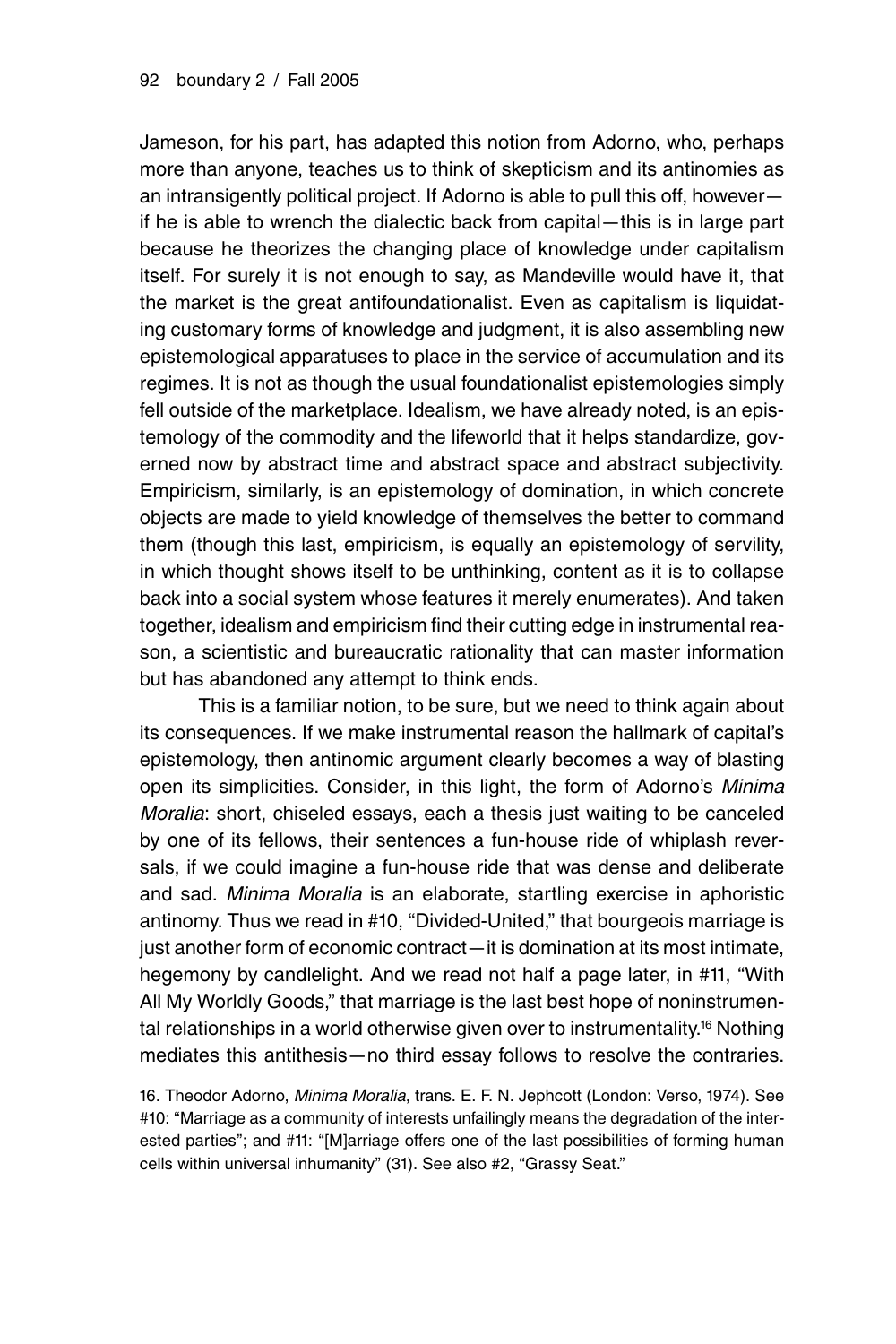Jameson, for his part, has adapted this notion from Adorno, who, perhaps more than anyone, teaches us to think of skepticism and its antinomies as an intransigently political project. If Adorno is able to pull this off, however—if he is able to wrench the dialectic back from capital—this is in large part because he theorizes the changing place of knowledge under capitalism itself. For surely it is not enough to say, as Mandeville would have it, that the market is the great antifoundationalist. Even as capitalism is liquidating customary forms of knowledge and judgment, it is also assembling new epistemological apparatuses to place in the service of accumulation and its regimes. It is not as though the usual foundationalist epistemologies simply fell outside of the marketplace. Idealism, we have already noted, is an epistemology of the commodity and the lifeworld that it helps standardize, governed now by abstract time and abstract space and abstract subjectivity. Empiricism, similarly, is an epistemology of domination, in which concrete objects are made to yield knowledge of themselves the better to command them (though this last, empiricism, is equally an epistemology of servility, in which thought shows itself to be unthinking, content as it is to collapse back into a social system whose features it merely enumerates). And taken together, idealism and empiricism find their cutting edge in instrumental reason, a scientistic and bureaucratic rationality that can master information but has abandoned any attempt to think ends.

This is a familiar notion, to be sure, but we need to think again about its consequences. If we make instrumental reason the hallmark of capital's epistemology, then antinomic argument clearly becomes a way of blasting open its simplicities. Consider, in this light, the form of Adorno's *Minima Moralia*: short, chiseled essays, each a thesis just waiting to be canceled by one of its fellows, their sentences a fun-house ride of whiplash reversals, if we could imagine a fun-house ride that was dense and deliberate and sad. *Minima Moralia* is an elaborate, startling exercise in aphoristic antinomy. Thus we read in #10, "Divided-United," that bourgeois marriage is just another form of economic contract—it is domination at its most intimate, hegemony by candlelight. And we read not half a page later, in #11, "With All My Worldly Goods," that marriage is the last best hope of noninstrumental relationships in a world otherwise given over to instrumentality.[16] Nothing mediates this antithesis—no third essay follows to resolve the contraries.

16. Theodor Adorno, *Minima Moralia*, trans. E. F. N. Jephcott (London: Verso, 1974). See #10: "Marriage as a community of interests unfailingly means the degradation of the interested parties"; and #11: "[M]arriage offers one of the last possibilities of forming human cells within universal inhumanity" (31). See also #2, "Grassy Seat."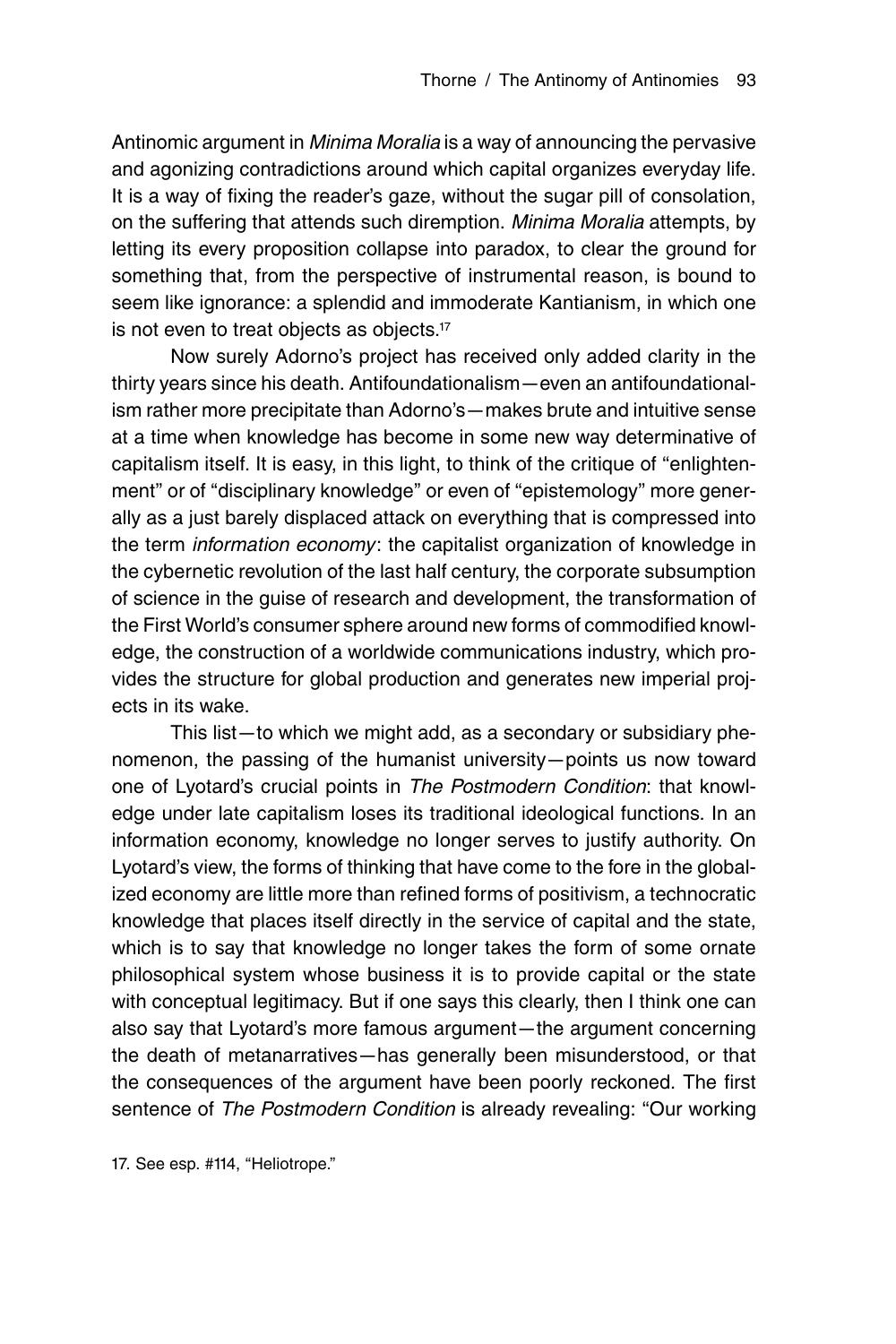Antinomic argument in *Minima Moralia* is a way of announcing the pervasive and agonizing contradictions around which capital organizes everyday life. It is a way of fixing the reader's gaze, without the sugar pill of consolation, on the suffering that attends such diremption. *Minima Moralia* attempts, by letting its every proposition collapse into paradox, to clear the ground for something that, from the perspective of instrumental reason, is bound to seem like ignorance: a splendid and immoderate Kantianism, in which one is not even to treat objects as objects.[17]

Now surely Adorno's project has received only added clarity in the thirty years since his death. Antifoundationalism—even an antifoundationalism rather more precipitate than Adorno's—makes brute and intuitive sense at a time when knowledge has become in some new way determinative of capitalism itself. It is easy, in this light, to think of the critique of "enlightenment" or of "disciplinary knowledge" or even of "epistemology" more generally as a just barely displaced attack on everything that is compressed into the term *information economy*: the capitalist organization of knowledge in the cybernetic revolution of the last half century, the corporate subsumption of science in the guise of research and development, the transformation of the First World's consumer sphere around new forms of commodified knowledge, the construction of a worldwide communications industry, which provides the structure for global production and generates new imperial projects in its wake.

This list—to which we might add, as a secondary or subsidiary phenomenon, the passing of the humanist university—points us now toward one of Lyotard's crucial points in *The Postmodern Condition*: that knowledge under late capitalism loses its traditional ideological functions. In an information economy, knowledge no longer serves to justify authority. On Lyotard's view, the forms of thinking that have come to the fore in the globalized economy are little more than refined forms of positivism, a technocratic knowledge that places itself directly in the service of capital and the state, which is to say that knowledge no longer takes the form of some ornate philosophical system whose business it is to provide capital or the state with conceptual legitimacy. But if one says this clearly, then I think one can also say that Lyotard's more famous argument—the argument concerning the death of metanarratives—has generally been misunderstood, or that the consequences of the argument have been poorly reckoned. The first sentence of *The Postmodern Condition* is already revealing: "Our working

17. See esp. #114, "Heliotrope."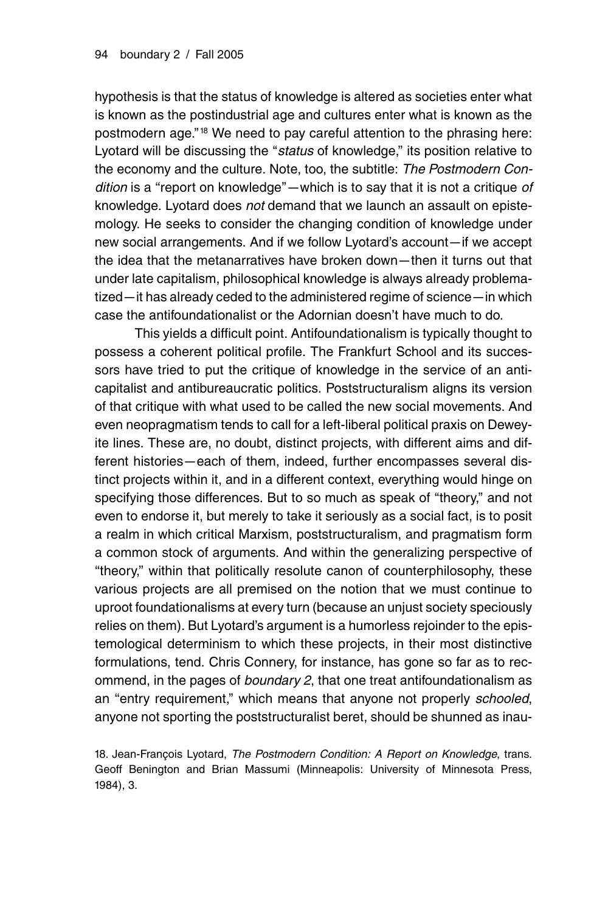hypothesis is that the status of knowledge is altered as societies enter what is known as the postindustrial age and cultures enter what is known as the postmodern age."[18] We need to pay careful attention to the phrasing here: Lyotard will be discussing the "*status* of knowledge," its position relative to the economy and the culture. Note, too, the subtitle: *The Postmodern Condition* is a "report on knowledge"—which is to say that it is not a critique *of* knowledge. Lyotard does *not* demand that we launch an assault on epistemology. He seeks to consider the changing condition of knowledge under new social arrangements. And if we follow Lyotard's account—if we accept the idea that the metanarratives have broken down—then it turns out that under late capitalism, philosophical knowledge is always already problematized—it has already ceded to the administered regime of science—in which case the antifoundationalist or the Adornian doesn't have much to do.

This yields a difficult point. Antifoundationalism is typically thought to possess a coherent political profile. The Frankfurt School and its successors have tried to put the critique of knowledge in the service of an anticapitalist and antibureaucratic politics. Poststructuralism aligns its version of that critique with what used to be called the new social movements. And even neopragmatism tends to call for a left-liberal political praxis on Deweyite lines. These are, no doubt, distinct projects, with different aims and different histories—each of them, indeed, further encompasses several distinct projects within it, and in a different context, everything would hinge on specifying those differences. But to so much as speak of "theory," and not even to endorse it, but merely to take it seriously as a social fact, is to posit a realm in which critical Marxism, poststructuralism, and pragmatism form a common stock of arguments. And within the generalizing perspective of "theory," within that politically resolute canon of counterphilosophy, these various projects are all premised on the notion that we must continue to uproot foundationalisms at every turn (because an unjust society speciously relies on them). But Lyotard's argument is a humorless rejoinder to the epistemological determinism to which these projects, in their most distinctive formulations, tend. Chris Connery, for instance, has gone so far as to recommend, in the pages of *boundary 2*, that one treat antifoundationalism as an "entry requirement," which means that anyone not properly *schooled*, anyone not sporting the poststructuralist beret, should be shunned as inau-

18. Jean-François Lyotard, *The Postmodern Condition: A Report on Knowledge*, trans. Geoff Benington and Brian Massumi (Minneapolis: University of Minnesota Press, 1984), 3.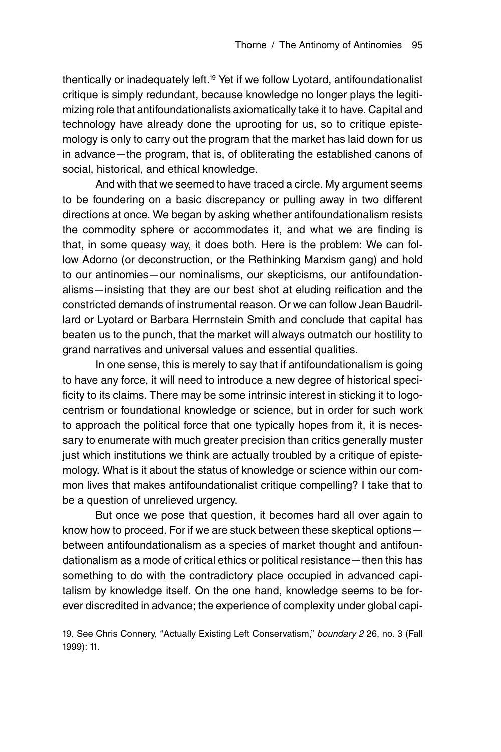thentically or inadequately left.[19] Yet if we follow Lyotard, antifoundationalist critique is simply redundant, because knowledge no longer plays the legitimizing role that antifoundationalists axiomatically take it to have. Capital and technology have already done the uprooting for us, so to critique epistemology is only to carry out the program that the market has laid down for us in advance—the program, that is, of obliterating the established canons of social, historical, and ethical knowledge.

And with that we seemed to have traced a circle. My argument seems to be foundering on a basic discrepancy or pulling away in two different directions at once. We began by asking whether antifoundationalism resists the commodity sphere or accommodates it, and what we are finding is that, in some queasy way, it does both. Here is the problem: We can follow Adorno (or deconstruction, or the Rethinking Marxism gang) and hold to our antinomies—our nominalisms, our skepticisms, our antifoundationalisms—insisting that they are our best shot at eluding reification and the constricted demands of instrumental reason. Or we can follow Jean Baudrillard or Lyotard or Barbara Herrnstein Smith and conclude that capital has beaten us to the punch, that the market will always outmatch our hostility to grand narratives and universal values and essential qualities.

In one sense, this is merely to say that if antifoundationalism is going to have any force, it will need to introduce a new degree of historical specificity to its claims. There may be some intrinsic interest in sticking it to logocentrism or foundational knowledge or science, but in order for such work to approach the political force that one typically hopes from it, it is necessary to enumerate with much greater precision than critics generally muster just which institutions we think are actually troubled by a critique of epistemology. What is it about the status of knowledge or science within our common lives that makes antifoundationalist critique compelling? I take that to be a question of unrelieved urgency.

But once we pose that question, it becomes hard all over again to know how to proceed. For if we are stuck between these skeptical options—between antifoundationalism as a species of market thought and antifoundationalism as a mode of critical ethics or political resistance—then this has something to do with the contradictory place occupied in advanced capitalism by knowledge itself. On the one hand, knowledge seems to be forever discredited in advance; the experience of complexity under global capi-

19. See Chris Connery, "Actually Existing Left Conservatism," *boundary 2* 26, no. 3 (Fall 1999): 11.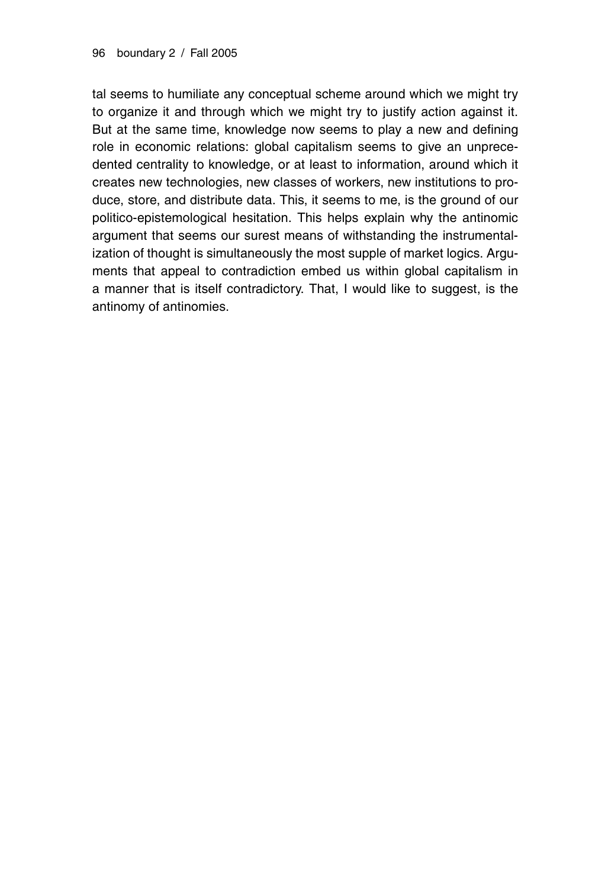tal seems to humiliate any conceptual scheme around which we might try to organize it and through which we might try to justify action against it. But at the same time, knowledge now seems to play a new and defining role in economic relations: global capitalism seems to give an unprecedented centrality to knowledge, or at least to information, around which it creates new technologies, new classes of workers, new institutions to produce, store, and distribute data. This, it seems to me, is the ground of our politico-epistemological hesitation. This helps explain why the antinomic argument that seems our surest means of withstanding the instrumentalization of thought is simultaneously the most supple of market logics. Arguments that appeal to contradiction embed us within global capitalism in a manner that is itself contradictory. That, I would like to suggest, is the antinomy of antinomies.